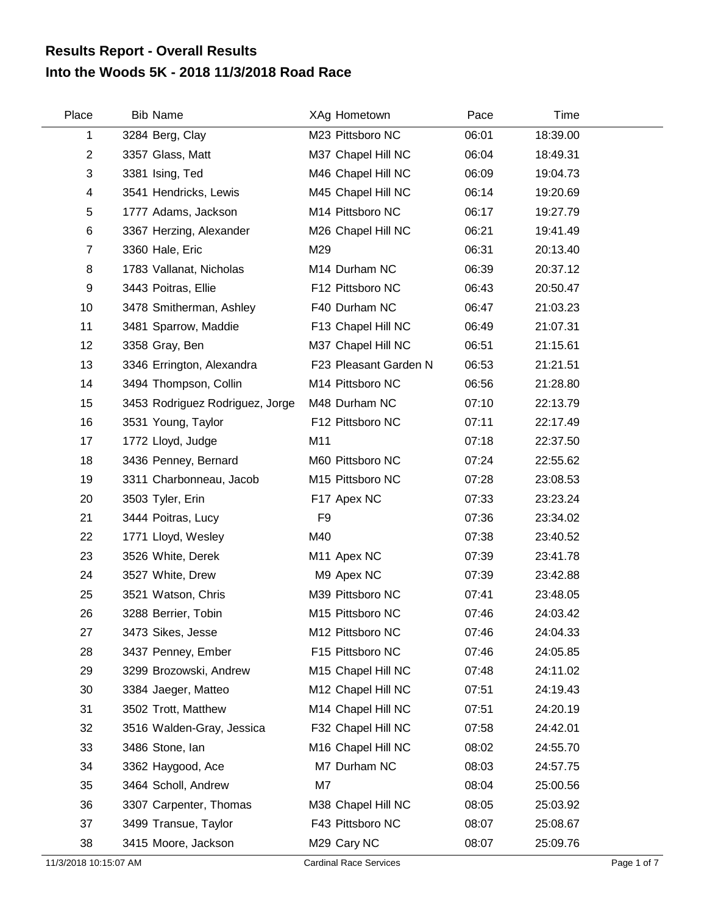# Results Report - Overall Results

## Into the Woods 5K - 2018 11/3/2018 Road Race

| Place | Bib | Name | XAg | Hometown | Pace | Time |
|---|---|---|---|---|---|---|
| 1 | 3284 | Berg, Clay | M23 | Pittsboro NC | 06:01 | 18:39.00 |
| 2 | 3357 | Glass, Matt | M37 | Chapel Hill NC | 06:04 | 18:49.31 |
| 3 | 3381 | Ising, Ted | M46 | Chapel Hill NC | 06:09 | 19:04.73 |
| 4 | 3541 | Hendricks, Lewis | M45 | Chapel Hill NC | 06:14 | 19:20.69 |
| 5 | 1777 | Adams, Jackson | M14 | Pittsboro NC | 06:17 | 19:27.79 |
| 6 | 3367 | Herzing, Alexander | M26 | Chapel Hill NC | 06:21 | 19:41.49 |
| 7 | 3360 | Hale, Eric | M29 | | 06:31 | 20:13.40 |
| 8 | 1783 | Vallanat, Nicholas | M14 | Durham NC | 06:39 | 20:37.12 |
| 9 | 3443 | Poitras, Ellie | F12 | Pittsboro NC | 06:43 | 20:50.47 |
| 10 | 3478 | Smitherman, Ashley | F40 | Durham NC | 06:47 | 21:03.23 |
| 11 | 3481 | Sparrow, Maddie | F13 | Chapel Hill NC | 06:49 | 21:07.31 |
| 12 | 3358 | Gray, Ben | M37 | Chapel Hill NC | 06:51 | 21:15.61 |
| 13 | 3346 | Errington, Alexandra | F23 | Pleasant Garden N | 06:53 | 21:21.51 |
| 14 | 3494 | Thompson, Collin | M14 | Pittsboro NC | 06:56 | 21:28.80 |
| 15 | 3453 | Rodriguez Rodriguez, Jorge | M48 | Durham NC | 07:10 | 22:13.79 |
| 16 | 3531 | Young, Taylor | F12 | Pittsboro NC | 07:11 | 22:17.49 |
| 17 | 1772 | Lloyd, Judge | M11 | | 07:18 | 22:37.50 |
| 18 | 3436 | Penney, Bernard | M60 | Pittsboro NC | 07:24 | 22:55.62 |
| 19 | 3311 | Charbonneau, Jacob | M15 | Pittsboro NC | 07:28 | 23:08.53 |
| 20 | 3503 | Tyler, Erin | F17 | Apex NC | 07:33 | 23:23.24 |
| 21 | 3444 | Poitras, Lucy | F9 | | 07:36 | 23:34.02 |
| 22 | 1771 | Lloyd, Wesley | M40 | | 07:38 | 23:40.52 |
| 23 | 3526 | White, Derek | M11 | Apex NC | 07:39 | 23:41.78 |
| 24 | 3527 | White, Drew | M9 | Apex NC | 07:39 | 23:42.88 |
| 25 | 3521 | Watson, Chris | M39 | Pittsboro NC | 07:41 | 23:48.05 |
| 26 | 3288 | Berrier, Tobin | M15 | Pittsboro NC | 07:46 | 24:03.42 |
| 27 | 3473 | Sikes, Jesse | M12 | Pittsboro NC | 07:46 | 24:04.33 |
| 28 | 3437 | Penney, Ember | F15 | Pittsboro NC | 07:46 | 24:05.85 |
| 29 | 3299 | Brozowski, Andrew | M15 | Chapel Hill NC | 07:48 | 24:11.02 |
| 30 | 3384 | Jaeger, Matteo | M12 | Chapel Hill NC | 07:51 | 24:19.43 |
| 31 | 3502 | Trott, Matthew | M14 | Chapel Hill NC | 07:51 | 24:20.19 |
| 32 | 3516 | Walden-Gray, Jessica | F32 | Chapel Hill NC | 07:58 | 24:42.01 |
| 33 | 3486 | Stone, Ian | M16 | Chapel Hill NC | 08:02 | 24:55.70 |
| 34 | 3362 | Haygood, Ace | M7 | Durham NC | 08:03 | 24:57.75 |
| 35 | 3464 | Scholl, Andrew | M7 | | 08:04 | 25:00.56 |
| 36 | 3307 | Carpenter, Thomas | M38 | Chapel Hill NC | 08:05 | 25:03.92 |
| 37 | 3499 | Transue, Taylor | F43 | Pittsboro NC | 08:07 | 25:08.67 |
| 38 | 3415 | Moore, Jackson | M29 | Cary NC | 08:07 | 25:09.76 |

11/3/2018 10:15:07 AM Cardinal Race Services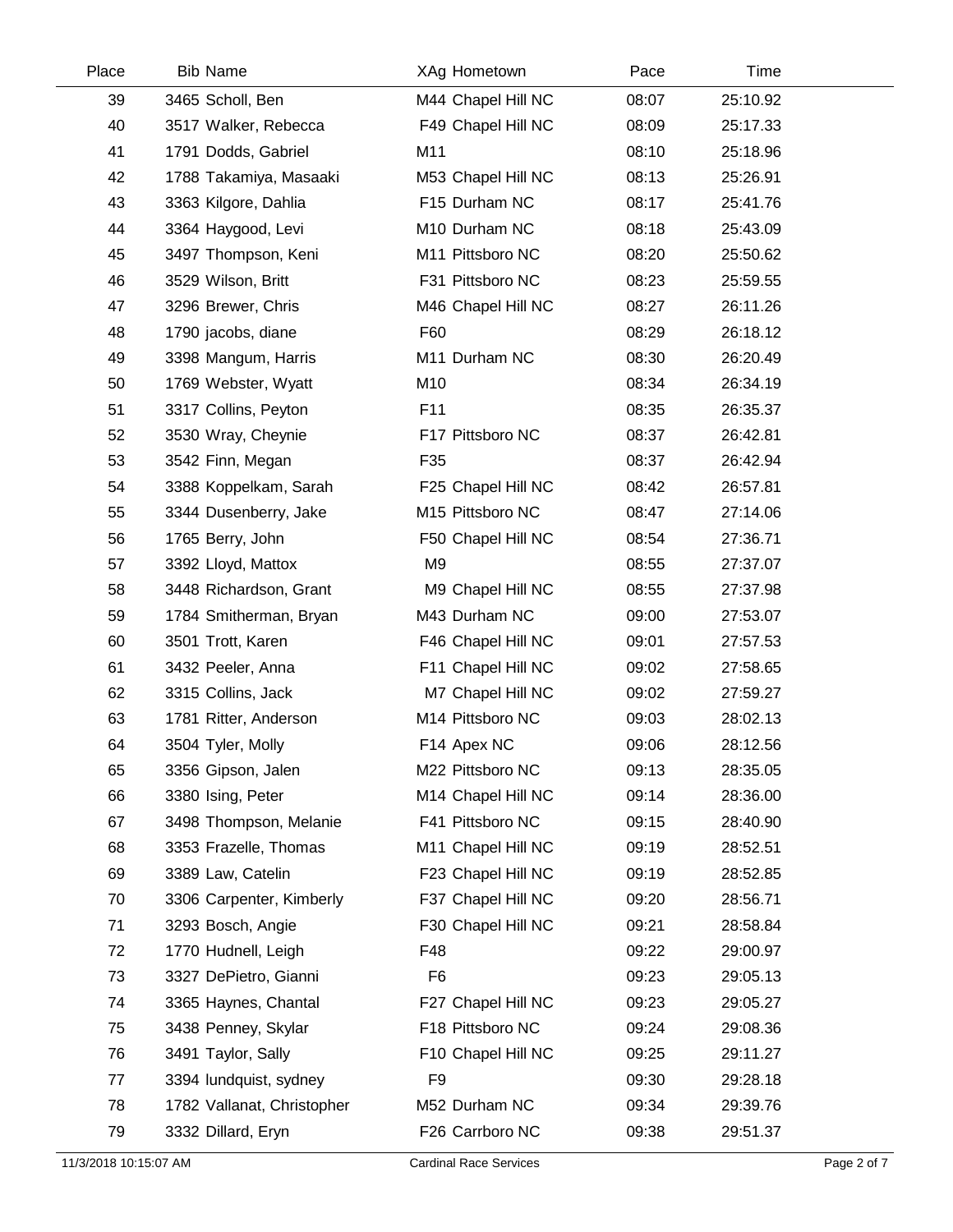| Place | Bib | Name | XAg | Hometown | Pace | Time |
|---|---|---|---|---|---|---|
| 39 | 3465 | Scholl, Ben | M44 | Chapel Hill NC | 08:07 | 25:10.92 |
| 40 | 3517 | Walker, Rebecca | F49 | Chapel Hill NC | 08:09 | 25:17.33 |
| 41 | 1791 | Dodds, Gabriel | M11 | | 08:10 | 25:18.96 |
| 42 | 1788 | Takamiya, Masaaki | M53 | Chapel Hill NC | 08:13 | 25:26.91 |
| 43 | 3363 | Kilgore, Dahlia | F15 | Durham NC | 08:17 | 25:41.76 |
| 44 | 3364 | Haygood, Levi | M10 | Durham NC | 08:18 | 25:43.09 |
| 45 | 3497 | Thompson, Keni | M11 | Pittsboro NC | 08:20 | 25:50.62 |
| 46 | 3529 | Wilson, Britt | F31 | Pittsboro NC | 08:23 | 25:59.55 |
| 47 | 3296 | Brewer, Chris | M46 | Chapel Hill NC | 08:27 | 26:11.26 |
| 48 | 1790 | jacobs, diane | F60 | | 08:29 | 26:18.12 |
| 49 | 3398 | Mangum, Harris | M11 | Durham NC | 08:30 | 26:20.49 |
| 50 | 1769 | Webster, Wyatt | M10 | | 08:34 | 26:34.19 |
| 51 | 3317 | Collins, Peyton | F11 | | 08:35 | 26:35.37 |
| 52 | 3530 | Wray, Cheynie | F17 | Pittsboro NC | 08:37 | 26:42.81 |
| 53 | 3542 | Finn, Megan | F35 | | 08:37 | 26:42.94 |
| 54 | 3388 | Koppelkam, Sarah | F25 | Chapel Hill NC | 08:42 | 26:57.81 |
| 55 | 3344 | Dusenberry, Jake | M15 | Pittsboro NC | 08:47 | 27:14.06 |
| 56 | 1765 | Berry, John | F50 | Chapel Hill NC | 08:54 | 27:36.71 |
| 57 | 3392 | Lloyd, Mattox | M9 | | 08:55 | 27:37.07 |
| 58 | 3448 | Richardson, Grant | M9 | Chapel Hill NC | 08:55 | 27:37.98 |
| 59 | 1784 | Smitherman, Bryan | M43 | Durham NC | 09:00 | 27:53.07 |
| 60 | 3501 | Trott, Karen | F46 | Chapel Hill NC | 09:01 | 27:57.53 |
| 61 | 3432 | Peeler, Anna | F11 | Chapel Hill NC | 09:02 | 27:58.65 |
| 62 | 3315 | Collins, Jack | M7 | Chapel Hill NC | 09:02 | 27:59.27 |
| 63 | 1781 | Ritter, Anderson | M14 | Pittsboro NC | 09:03 | 28:02.13 |
| 64 | 3504 | Tyler, Molly | F14 | Apex NC | 09:06 | 28:12.56 |
| 65 | 3356 | Gipson, Jalen | M22 | Pittsboro NC | 09:13 | 28:35.05 |
| 66 | 3380 | Ising, Peter | M14 | Chapel Hill NC | 09:14 | 28:36.00 |
| 67 | 3498 | Thompson, Melanie | F41 | Pittsboro NC | 09:15 | 28:40.90 |
| 68 | 3353 | Frazelle, Thomas | M11 | Chapel Hill NC | 09:19 | 28:52.51 |
| 69 | 3389 | Law, Catelin | F23 | Chapel Hill NC | 09:19 | 28:52.85 |
| 70 | 3306 | Carpenter, Kimberly | F37 | Chapel Hill NC | 09:20 | 28:56.71 |
| 71 | 3293 | Bosch, Angie | F30 | Chapel Hill NC | 09:21 | 28:58.84 |
| 72 | 1770 | Hudnell, Leigh | F48 | | 09:22 | 29:00.97 |
| 73 | 3327 | DePietro, Gianni | F6 | | 09:23 | 29:05.13 |
| 74 | 3365 | Haynes, Chantal | F27 | Chapel Hill NC | 09:23 | 29:05.27 |
| 75 | 3438 | Penney, Skylar | F18 | Pittsboro NC | 09:24 | 29:08.36 |
| 76 | 3491 | Taylor, Sally | F10 | Chapel Hill NC | 09:25 | 29:11.27 |
| 77 | 3394 | lundquist, sydney | F9 | | 09:30 | 29:28.18 |
| 78 | 1782 | Vallanat, Christopher | M52 | Durham NC | 09:34 | 29:39.76 |
| 79 | 3332 | Dillard, Eryn | F26 | Carrboro NC | 09:38 | 29:51.37 |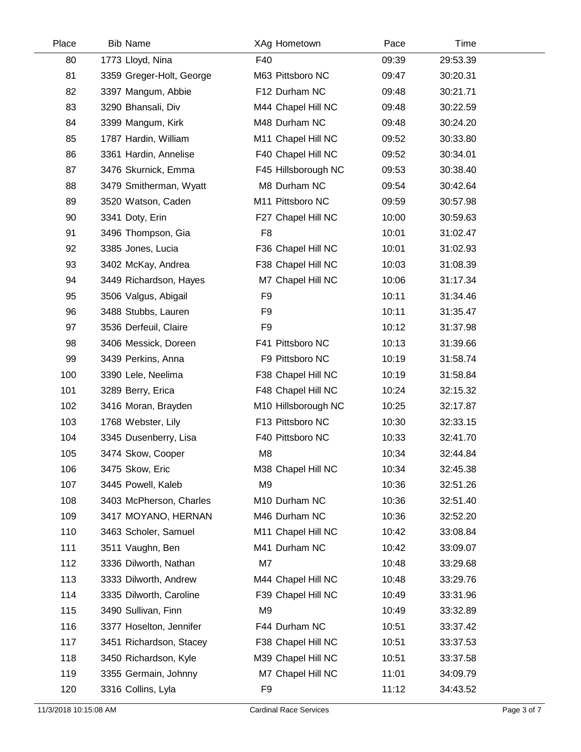| Place | Bib | Name | XAg | Hometown | Pace | Time |
|---|---|---|---|---|---|---|
| 80 | 1773 | Lloyd, Nina | F40 | | 09:39 | 29:53.39 |
| 81 | 3359 | Greger-Holt, George | M63 | Pittsboro NC | 09:47 | 30:20.31 |
| 82 | 3397 | Mangum, Abbie | F12 | Durham NC | 09:48 | 30:21.71 |
| 83 | 3290 | Bhansali, Div | M44 | Chapel Hill NC | 09:48 | 30:22.59 |
| 84 | 3399 | Mangum, Kirk | M48 | Durham NC | 09:48 | 30:24.20 |
| 85 | 1787 | Hardin, William | M11 | Chapel Hill NC | 09:52 | 30:33.80 |
| 86 | 3361 | Hardin, Annelise | F40 | Chapel Hill NC | 09:52 | 30:34.01 |
| 87 | 3476 | Skurnick, Emma | F45 | Hillsborough NC | 09:53 | 30:38.40 |
| 88 | 3479 | Smitherman, Wyatt | M8 | Durham NC | 09:54 | 30:42.64 |
| 89 | 3520 | Watson, Caden | M11 | Pittsboro NC | 09:59 | 30:57.98 |
| 90 | 3341 | Doty, Erin | F27 | Chapel Hill NC | 10:00 | 30:59.63 |
| 91 | 3496 | Thompson, Gia | F8 | | 10:01 | 31:02.47 |
| 92 | 3385 | Jones, Lucia | F36 | Chapel Hill NC | 10:01 | 31:02.93 |
| 93 | 3402 | McKay, Andrea | F38 | Chapel Hill NC | 10:03 | 31:08.39 |
| 94 | 3449 | Richardson, Hayes | M7 | Chapel Hill NC | 10:06 | 31:17.34 |
| 95 | 3506 | Valgus, Abigail | F9 | | 10:11 | 31:34.46 |
| 96 | 3488 | Stubbs, Lauren | F9 | | 10:11 | 31:35.47 |
| 97 | 3536 | Derfeuil, Claire | F9 | | 10:12 | 31:37.98 |
| 98 | 3406 | Messick, Doreen | F41 | Pittsboro NC | 10:13 | 31:39.66 |
| 99 | 3439 | Perkins, Anna | F9 | Pittsboro NC | 10:19 | 31:58.74 |
| 100 | 3390 | Lele, Neelima | F38 | Chapel Hill NC | 10:19 | 31:58.84 |
| 101 | 3289 | Berry, Erica | F48 | Chapel Hill NC | 10:24 | 32:15.32 |
| 102 | 3416 | Moran, Brayden | M10 | Hillsborough NC | 10:25 | 32:17.87 |
| 103 | 1768 | Webster, Lily | F13 | Pittsboro NC | 10:30 | 32:33.15 |
| 104 | 3345 | Dusenberry, Lisa | F40 | Pittsboro NC | 10:33 | 32:41.70 |
| 105 | 3474 | Skow, Cooper | M8 | | 10:34 | 32:44.84 |
| 106 | 3475 | Skow, Eric | M38 | Chapel Hill NC | 10:34 | 32:45.38 |
| 107 | 3445 | Powell, Kaleb | M9 | | 10:36 | 32:51.26 |
| 108 | 3403 | McPherson, Charles | M10 | Durham NC | 10:36 | 32:51.40 |
| 109 | 3417 | MOYANO, HERNAN | M46 | Durham NC | 10:36 | 32:52.20 |
| 110 | 3463 | Scholer, Samuel | M11 | Chapel Hill NC | 10:42 | 33:08.84 |
| 111 | 3511 | Vaughn, Ben | M41 | Durham NC | 10:42 | 33:09.07 |
| 112 | 3336 | Dilworth, Nathan | M7 | | 10:48 | 33:29.68 |
| 113 | 3333 | Dilworth, Andrew | M44 | Chapel Hill NC | 10:48 | 33:29.76 |
| 114 | 3335 | Dilworth, Caroline | F39 | Chapel Hill NC | 10:49 | 33:31.96 |
| 115 | 3490 | Sullivan, Finn | M9 | | 10:49 | 33:32.89 |
| 116 | 3377 | Hoselton, Jennifer | F44 | Durham NC | 10:51 | 33:37.42 |
| 117 | 3451 | Richardson, Stacey | F38 | Chapel Hill NC | 10:51 | 33:37.53 |
| 118 | 3450 | Richardson, Kyle | M39 | Chapel Hill NC | 10:51 | 33:37.58 |
| 119 | 3355 | Germain, Johnny | M7 | Chapel Hill NC | 11:01 | 34:09.79 |
| 120 | 3316 | Collins, Lyla | F9 | | 11:12 | 34:43.52 |

11/3/2018 10:15:08 AM — Cardinal Race Services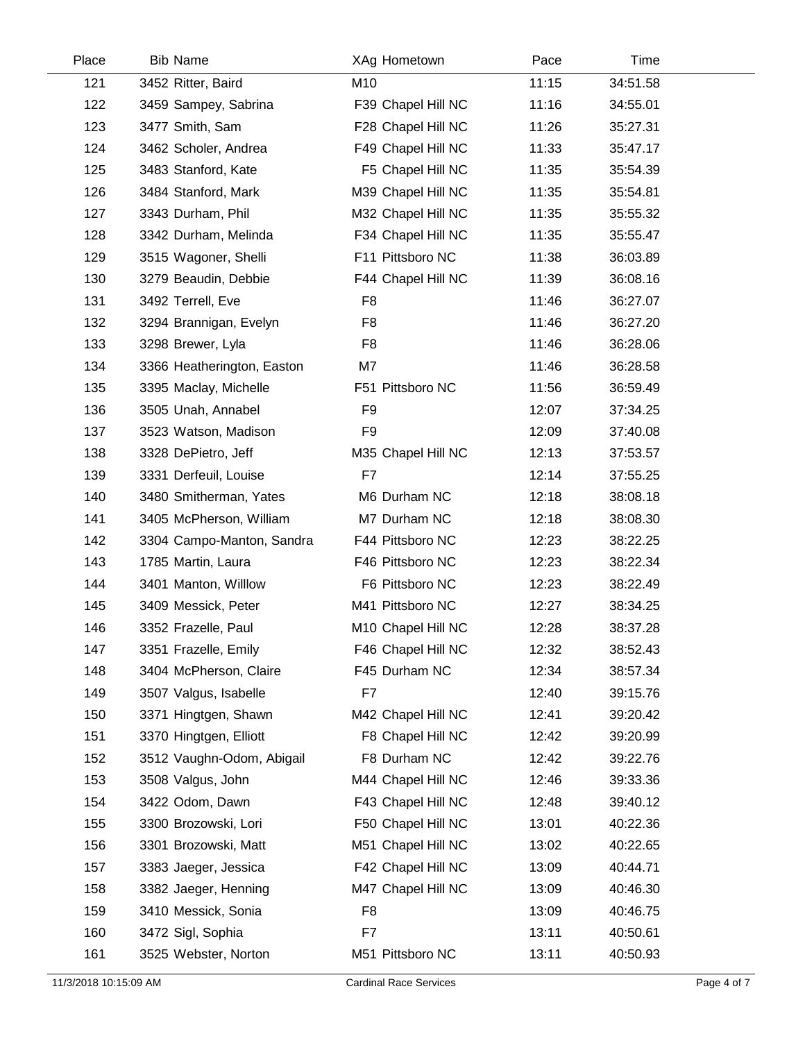| Place | Bib | Name | XAg | Hometown | Pace | Time |
|---|---|---|---|---|---|---|
| 121 | 3452 | Ritter, Baird | M10 | | 11:15 | 34:51.58 |
| 122 | 3459 | Sampey, Sabrina | F39 | Chapel Hill NC | 11:16 | 34:55.01 |
| 123 | 3477 | Smith, Sam | F28 | Chapel Hill NC | 11:26 | 35:27.31 |
| 124 | 3462 | Scholer, Andrea | F49 | Chapel Hill NC | 11:33 | 35:47.17 |
| 125 | 3483 | Stanford, Kate | F5 | Chapel Hill NC | 11:35 | 35:54.39 |
| 126 | 3484 | Stanford, Mark | M39 | Chapel Hill NC | 11:35 | 35:54.81 |
| 127 | 3343 | Durham, Phil | M32 | Chapel Hill NC | 11:35 | 35:55.32 |
| 128 | 3342 | Durham, Melinda | F34 | Chapel Hill NC | 11:35 | 35:55.47 |
| 129 | 3515 | Wagoner, Shelli | F11 | Pittsboro NC | 11:38 | 36:03.89 |
| 130 | 3279 | Beaudin, Debbie | F44 | Chapel Hill NC | 11:39 | 36:08.16 |
| 131 | 3492 | Terrell, Eve | F8 | | 11:46 | 36:27.07 |
| 132 | 3294 | Brannigan, Evelyn | F8 | | 11:46 | 36:27.20 |
| 133 | 3298 | Brewer, Lyla | F8 | | 11:46 | 36:28.06 |
| 134 | 3366 | Heatherington, Easton | M7 | | 11:46 | 36:28.58 |
| 135 | 3395 | Maclay, Michelle | F51 | Pittsboro NC | 11:56 | 36:59.49 |
| 136 | 3505 | Unah, Annabel | F9 | | 12:07 | 37:34.25 |
| 137 | 3523 | Watson, Madison | F9 | | 12:09 | 37:40.08 |
| 138 | 3328 | DePietro, Jeff | M35 | Chapel Hill NC | 12:13 | 37:53.57 |
| 139 | 3331 | Derfeuil, Louise | F7 | | 12:14 | 37:55.25 |
| 140 | 3480 | Smitherman, Yates | M6 | Durham NC | 12:18 | 38:08.18 |
| 141 | 3405 | McPherson, William | M7 | Durham NC | 12:18 | 38:08.30 |
| 142 | 3304 | Campo-Manton, Sandra | F44 | Pittsboro NC | 12:23 | 38:22.25 |
| 143 | 1785 | Martin, Laura | F46 | Pittsboro NC | 12:23 | 38:22.34 |
| 144 | 3401 | Manton, Willlow | F6 | Pittsboro NC | 12:23 | 38:22.49 |
| 145 | 3409 | Messick, Peter | M41 | Pittsboro NC | 12:27 | 38:34.25 |
| 146 | 3352 | Frazelle, Paul | M10 | Chapel Hill NC | 12:28 | 38:37.28 |
| 147 | 3351 | Frazelle, Emily | F46 | Chapel Hill NC | 12:32 | 38:52.43 |
| 148 | 3404 | McPherson, Claire | F45 | Durham NC | 12:34 | 38:57.34 |
| 149 | 3507 | Valgus, Isabelle | F7 | | 12:40 | 39:15.76 |
| 150 | 3371 | Hingtgen, Shawn | M42 | Chapel Hill NC | 12:41 | 39:20.42 |
| 151 | 3370 | Hingtgen, Elliott | F8 | Chapel Hill NC | 12:42 | 39:20.99 |
| 152 | 3512 | Vaughn-Odom, Abigail | F8 | Durham NC | 12:42 | 39:22.76 |
| 153 | 3508 | Valgus, John | M44 | Chapel Hill NC | 12:46 | 39:33.36 |
| 154 | 3422 | Odom, Dawn | F43 | Chapel Hill NC | 12:48 | 39:40.12 |
| 155 | 3300 | Brozowski, Lori | F50 | Chapel Hill NC | 13:01 | 40:22.36 |
| 156 | 3301 | Brozowski, Matt | M51 | Chapel Hill NC | 13:02 | 40:22.65 |
| 157 | 3383 | Jaeger, Jessica | F42 | Chapel Hill NC | 13:09 | 40:44.71 |
| 158 | 3382 | Jaeger, Henning | M47 | Chapel Hill NC | 13:09 | 40:46.30 |
| 159 | 3410 | Messick, Sonia | F8 | | 13:09 | 40:46.75 |
| 160 | 3472 | Sigl, Sophia | F7 | | 13:11 | 40:50.61 |
| 161 | 3525 | Webster, Norton | M51 | Pittsboro NC | 13:11 | 40:50.93 |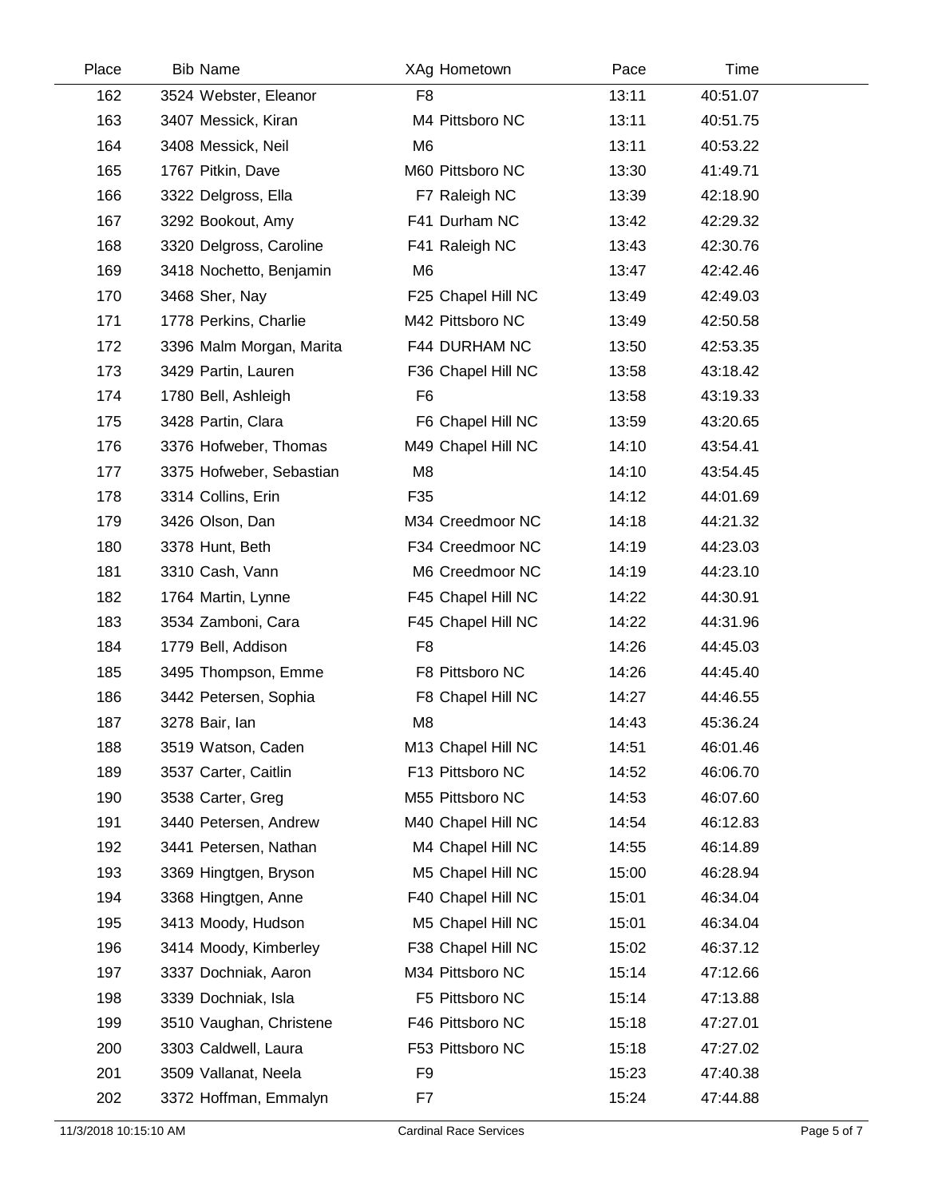| Place | Bib | Name | XAg | Hometown | Pace | Time |
|---|---|---|---|---|---|---|
| 162 | 3524 | Webster, Eleanor | F8 | | 13:11 | 40:51.07 |
| 163 | 3407 | Messick, Kiran | M4 | Pittsboro NC | 13:11 | 40:51.75 |
| 164 | 3408 | Messick, Neil | M6 | | 13:11 | 40:53.22 |
| 165 | 1767 | Pitkin, Dave | M60 | Pittsboro NC | 13:30 | 41:49.71 |
| 166 | 3322 | Delgross, Ella | F7 | Raleigh NC | 13:39 | 42:18.90 |
| 167 | 3292 | Bookout, Amy | F41 | Durham NC | 13:42 | 42:29.32 |
| 168 | 3320 | Delgross, Caroline | F41 | Raleigh NC | 13:43 | 42:30.76 |
| 169 | 3418 | Nochetto, Benjamin | M6 | | 13:47 | 42:42.46 |
| 170 | 3468 | Sher, Nay | F25 | Chapel Hill NC | 13:49 | 42:49.03 |
| 171 | 1778 | Perkins, Charlie | M42 | Pittsboro NC | 13:49 | 42:50.58 |
| 172 | 3396 | Malm Morgan, Marita | F44 | DURHAM NC | 13:50 | 42:53.35 |
| 173 | 3429 | Partin, Lauren | F36 | Chapel Hill NC | 13:58 | 43:18.42 |
| 174 | 1780 | Bell, Ashleigh | F6 | | 13:58 | 43:19.33 |
| 175 | 3428 | Partin, Clara | F6 | Chapel Hill NC | 13:59 | 43:20.65 |
| 176 | 3376 | Hofweber, Thomas | M49 | Chapel Hill NC | 14:10 | 43:54.41 |
| 177 | 3375 | Hofweber, Sebastian | M8 | | 14:10 | 43:54.45 |
| 178 | 3314 | Collins, Erin | F35 | | 14:12 | 44:01.69 |
| 179 | 3426 | Olson, Dan | M34 | Creedmoor NC | 14:18 | 44:21.32 |
| 180 | 3378 | Hunt, Beth | F34 | Creedmoor NC | 14:19 | 44:23.03 |
| 181 | 3310 | Cash, Vann | M6 | Creedmoor NC | 14:19 | 44:23.10 |
| 182 | 1764 | Martin, Lynne | F45 | Chapel Hill NC | 14:22 | 44:30.91 |
| 183 | 3534 | Zamboni, Cara | F45 | Chapel Hill NC | 14:22 | 44:31.96 |
| 184 | 1779 | Bell, Addison | F8 | | 14:26 | 44:45.03 |
| 185 | 3495 | Thompson, Emme | F8 | Pittsboro NC | 14:26 | 44:45.40 |
| 186 | 3442 | Petersen, Sophia | F8 | Chapel Hill NC | 14:27 | 44:46.55 |
| 187 | 3278 | Bair, Ian | M8 | | 14:43 | 45:36.24 |
| 188 | 3519 | Watson, Caden | M13 | Chapel Hill NC | 14:51 | 46:01.46 |
| 189 | 3537 | Carter, Caitlin | F13 | Pittsboro NC | 14:52 | 46:06.70 |
| 190 | 3538 | Carter, Greg | M55 | Pittsboro NC | 14:53 | 46:07.60 |
| 191 | 3440 | Petersen, Andrew | M40 | Chapel Hill NC | 14:54 | 46:12.83 |
| 192 | 3441 | Petersen, Nathan | M4 | Chapel Hill NC | 14:55 | 46:14.89 |
| 193 | 3369 | Hingtgen, Bryson | M5 | Chapel Hill NC | 15:00 | 46:28.94 |
| 194 | 3368 | Hingtgen, Anne | F40 | Chapel Hill NC | 15:01 | 46:34.04 |
| 195 | 3413 | Moody, Hudson | M5 | Chapel Hill NC | 15:01 | 46:34.04 |
| 196 | 3414 | Moody, Kimberley | F38 | Chapel Hill NC | 15:02 | 46:37.12 |
| 197 | 3337 | Dochniak, Aaron | M34 | Pittsboro NC | 15:14 | 47:12.66 |
| 198 | 3339 | Dochniak, Isla | F5 | Pittsboro NC | 15:14 | 47:13.88 |
| 199 | 3510 | Vaughan, Christene | F46 | Pittsboro NC | 15:18 | 47:27.01 |
| 200 | 3303 | Caldwell, Laura | F53 | Pittsboro NC | 15:18 | 47:27.02 |
| 201 | 3509 | Vallanat, Neela | F9 | | 15:23 | 47:40.38 |
| 202 | 3372 | Hoffman, Emmalyn | F7 | | 15:24 | 47:44.88 |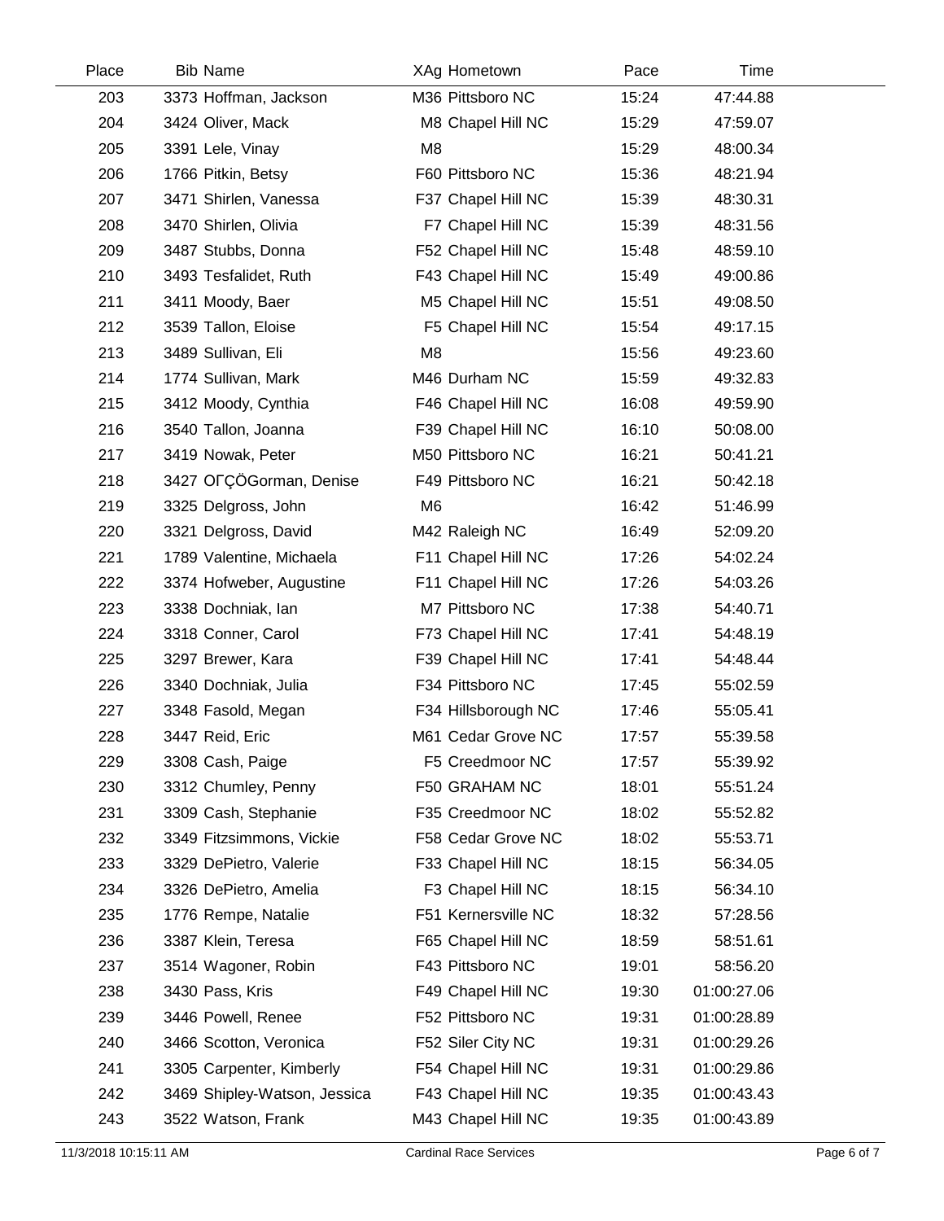| Place | Bib | Name | XAg | Hometown | Pace | Time |
|---|---|---|---|---|---|---|
| 203 | 3373 | Hoffman, Jackson | M36 | Pittsboro NC | 15:24 | 47:44.88 |
| 204 | 3424 | Oliver, Mack | M8 | Chapel Hill NC | 15:29 | 47:59.07 |
| 205 | 3391 | Lele, Vinay | M8 | | 15:29 | 48:00.34 |
| 206 | 1766 | Pitkin, Betsy | F60 | Pittsboro NC | 15:36 | 48:21.94 |
| 207 | 3471 | Shirlen, Vanessa | F37 | Chapel Hill NC | 15:39 | 48:30.31 |
| 208 | 3470 | Shirlen, Olivia | F7 | Chapel Hill NC | 15:39 | 48:31.56 |
| 209 | 3487 | Stubbs, Donna | F52 | Chapel Hill NC | 15:48 | 48:59.10 |
| 210 | 3493 | Tesfalidet, Ruth | F43 | Chapel Hill NC | 15:49 | 49:00.86 |
| 211 | 3411 | Moody, Baer | M5 | Chapel Hill NC | 15:51 | 49:08.50 |
| 212 | 3539 | Tallon, Eloise | F5 | Chapel Hill NC | 15:54 | 49:17.15 |
| 213 | 3489 | Sullivan, Eli | M8 | | 15:56 | 49:23.60 |
| 214 | 1774 | Sullivan, Mark | M46 | Durham NC | 15:59 | 49:32.83 |
| 215 | 3412 | Moody, Cynthia | F46 | Chapel Hill NC | 16:08 | 49:59.90 |
| 216 | 3540 | Tallon, Joanna | F39 | Chapel Hill NC | 16:10 | 50:08.00 |
| 217 | 3419 | Nowak, Peter | M50 | Pittsboro NC | 16:21 | 50:41.21 |
| 218 | 3427 | OΓÇÖGorman, Denise | F49 | Pittsboro NC | 16:21 | 50:42.18 |
| 219 | 3325 | Delgross, John | M6 | | 16:42 | 51:46.99 |
| 220 | 3321 | Delgross, David | M42 | Raleigh NC | 16:49 | 52:09.20 |
| 221 | 1789 | Valentine, Michaela | F11 | Chapel Hill NC | 17:26 | 54:02.24 |
| 222 | 3374 | Hofweber, Augustine | F11 | Chapel Hill NC | 17:26 | 54:03.26 |
| 223 | 3338 | Dochniak, Ian | M7 | Pittsboro NC | 17:38 | 54:40.71 |
| 224 | 3318 | Conner, Carol | F73 | Chapel Hill NC | 17:41 | 54:48.19 |
| 225 | 3297 | Brewer, Kara | F39 | Chapel Hill NC | 17:41 | 54:48.44 |
| 226 | 3340 | Dochniak, Julia | F34 | Pittsboro NC | 17:45 | 55:02.59 |
| 227 | 3348 | Fasold, Megan | F34 | Hillsborough NC | 17:46 | 55:05.41 |
| 228 | 3447 | Reid, Eric | M61 | Cedar Grove NC | 17:57 | 55:39.58 |
| 229 | 3308 | Cash, Paige | F5 | Creedmoor NC | 17:57 | 55:39.92 |
| 230 | 3312 | Chumley, Penny | F50 | GRAHAM NC | 18:01 | 55:51.24 |
| 231 | 3309 | Cash, Stephanie | F35 | Creedmoor NC | 18:02 | 55:52.82 |
| 232 | 3349 | Fitzsimmons, Vickie | F58 | Cedar Grove NC | 18:02 | 55:53.71 |
| 233 | 3329 | DePietro, Valerie | F33 | Chapel Hill NC | 18:15 | 56:34.05 |
| 234 | 3326 | DePietro, Amelia | F3 | Chapel Hill NC | 18:15 | 56:34.10 |
| 235 | 1776 | Rempe, Natalie | F51 | Kernersville NC | 18:32 | 57:28.56 |
| 236 | 3387 | Klein, Teresa | F65 | Chapel Hill NC | 18:59 | 58:51.61 |
| 237 | 3514 | Wagoner, Robin | F43 | Pittsboro NC | 19:01 | 58:56.20 |
| 238 | 3430 | Pass, Kris | F49 | Chapel Hill NC | 19:30 | 01:00:27.06 |
| 239 | 3446 | Powell, Renee | F52 | Pittsboro NC | 19:31 | 01:00:28.89 |
| 240 | 3466 | Scotton, Veronica | F52 | Siler City NC | 19:31 | 01:00:29.26 |
| 241 | 3305 | Carpenter, Kimberly | F54 | Chapel Hill NC | 19:31 | 01:00:29.86 |
| 242 | 3469 | Shipley-Watson, Jessica | F43 | Chapel Hill NC | 19:35 | 01:00:43.43 |
| 243 | 3522 | Watson, Frank | M43 | Chapel Hill NC | 19:35 | 01:00:43.89 |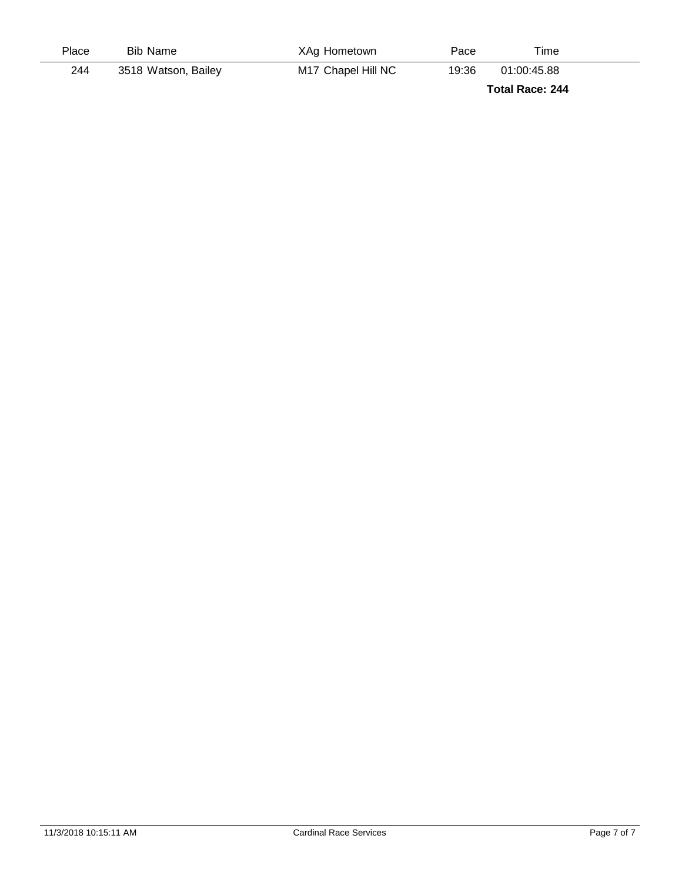| Place | Bib | Name | XAg | Hometown | Pace | Time |
|---|---|---|---|---|---|---|
| 244 | 3518 | Watson, Bailey | M17 | Chapel Hill NC | 19:36 | 01:00:45.88 |

**Total Race: 244**